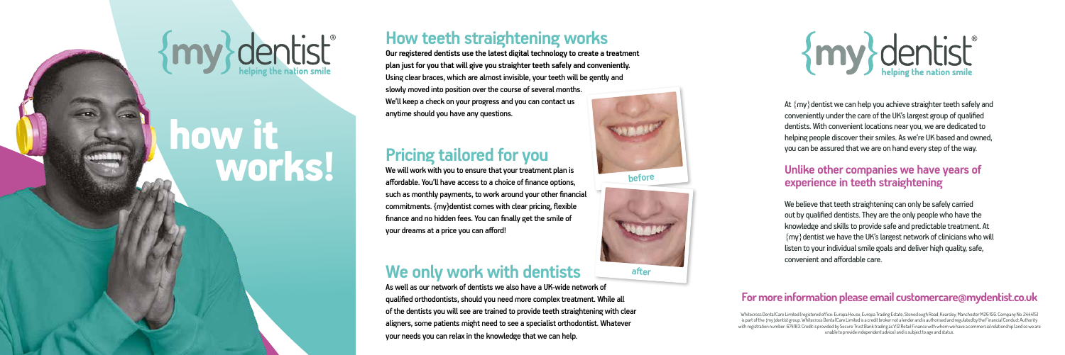# {my}dentist®

helping the nation smile

# how it works!

## How teeth straightening works

**Our registered dentists use the latest digital technology to create a treatment plan just for you that will give you straighter teeth safely and conveniently. Using clear braces, which are almost invisible, your teeth will be gently and slowly moved into position over the course of several months. We'll keep a check on your progress and you can contact us anytime should you have any questions.**

## Pricing tailored for you

**We will work with you to ensure that your treatment plan is affordable. You'll have access to a choice of finance options, such as monthly payments, to work around your other financial commitments. {my}dentist comes with clear pricing, flexible finance and no hidden fees. You can finally get the smile of your dreams at a price you can afford!**

before

after

## We only work with dentists

**As well as our network of dentists we also have a UK-wide network of qualified orthodontists, should you need more complex treatment. While all of the dentists you will see are trained to provide teeth straightening with clear aligners, some patients might need to see a specialist orthodontist. Whatever your needs you can relax in the knowledge that we can help.**

# {my}dentist®

helping the nation smile

At {my}dentist we can help you achieve straighter teeth safely and conveniently under the care of the UK's largest group of qualified dentists. With convenient locations near you, we are dedicated to helping people discover their smiles. As we're UK based and owned, you can be assured that we are on hand every step of the way.

### Unlike other companies we have years of experience in teeth straightening

We believe that teeth straightening can only be safely carried out by qualified dentists. They are the only people who have the knowledge and skills to provide safe and predictable treatment. At {my}dentist we have the UK's largest network of clinicians who will listen to your individual smile goals and deliver high quality, safe, convenient and affordable care.

### For more information please email customercare@mydentist.co.uk

Whitecross Dental Care Limited (registered office: Europa House, Europa Trading Estate, Stoneclough Road, Kearsley, Manchester M26 1GG. Company No. 2444151) is part of the {my}dentist group. Whitecross Dental Care Limited is a credit broker not a lender and is authorised and regulated by the Financial Conduct Authority with registration number: 674183. Credit is provided by Secure Trust Bank trading as V12 Retail Finance with whom we have a commercial relationship (and so we are unable to provide independent advice) and is subject to age and status.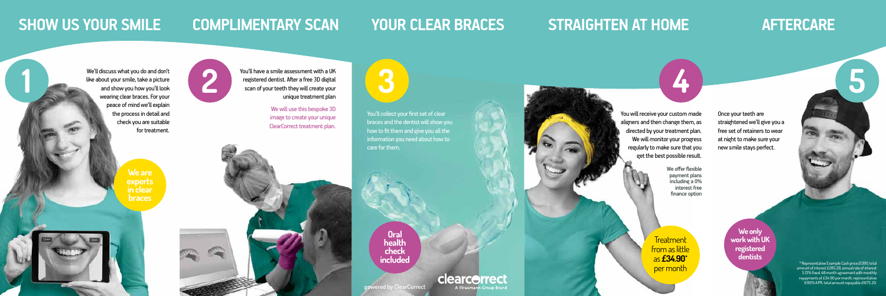## SHOW US YOUR SMILE

1

We'll discuss what you do and don't like about your smile, take a picture and show you how you'll look wearing clear braces. For your peace of mind we'll explain the process in detail and check you are suitable for treatment.

**We are experts in clear braces**

## COMPLIMENTARY SCAN

2

You'll have a smile assessment with a UK registered dentist. After a free 3D digital scan of your teeth they will create your unique treatment plan

We will use this bespoke 3D image to create your unique ClearCorrect treatment plan.

## YOUR CLEAR BRACES

3

You'll collect your first set of clear braces and the dentist will show you how to fit them and give you all the information you need about how to care for them.

**Oral health check included**

powered by ClearCorrect

clearcorrect
A Straumann Group Brand

## STRAIGHTEN AT HOME

4

You will receive your custom made aligners and then change them, as directed by your treatment plan. We will monitor your progress regularly to make sure that you get the best possible result.

We offer flexible payment plans including a 0% interest free finance option

Treatment from as little as **£34.90*** per month

## AFTERCARE

5

Once your teeth are straightened we'll give you a free set of retainers to wear at night to make sure your new smile stays perfect.

**We only work with UK registered dentists**

* Representative Example Cash price £1390, total amount of interest £285.20, annual rate of interest 5.13% fixed, 48 month agreement with monthly repayments of £34.90 per month, representative 9.89% APR, total amount repayable £1675.20.